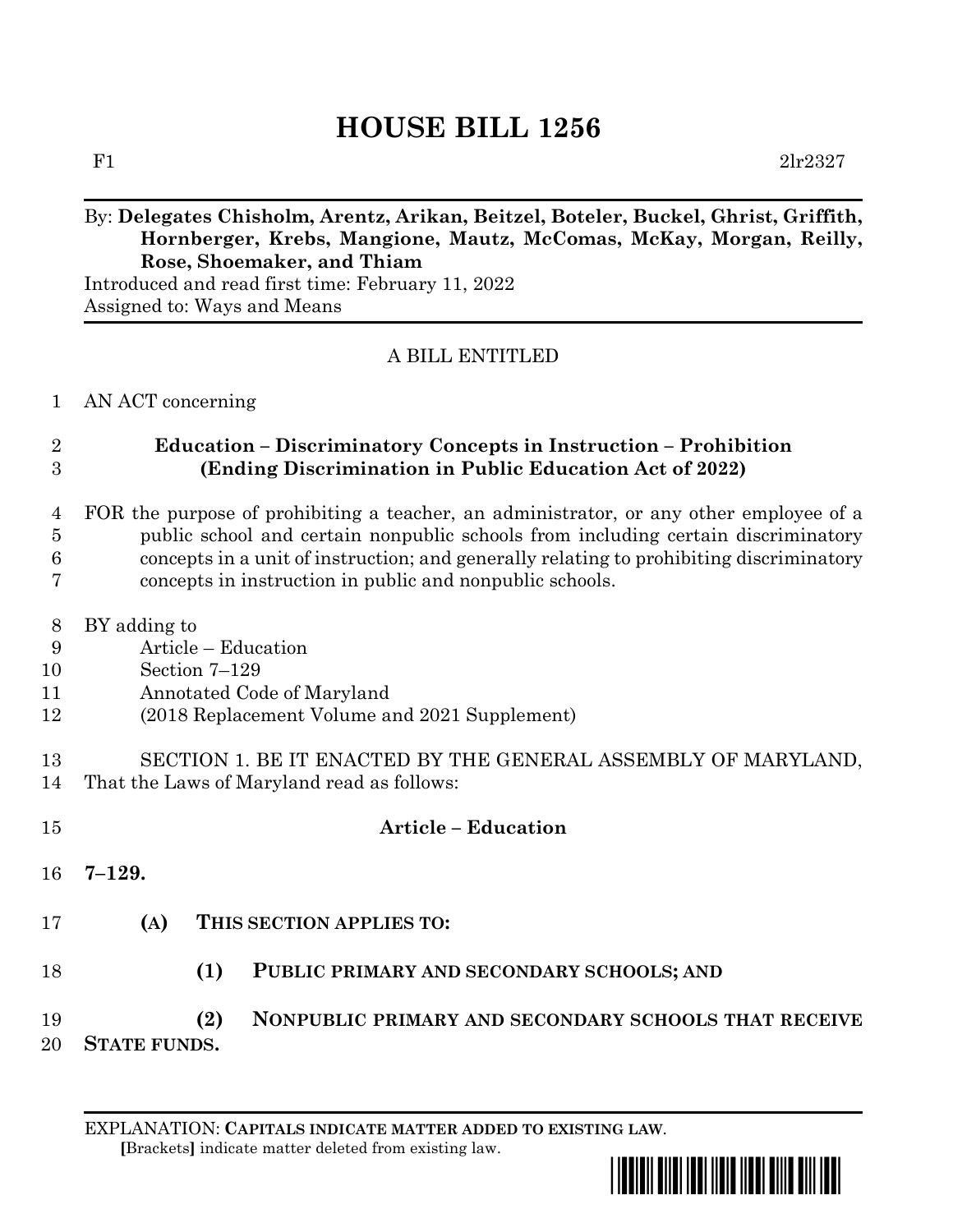# HOUSE BILL 1256

F1 2lr2327

By: **Delegates Chisholm, Arentz, Arikan, Beitzel, Boteler, Buckel, Ghrist, Griffith, Hornberger, Krebs, Mangione, Mautz, McComas, McKay, Morgan, Reilly, Rose, Shoemaker, and Thiam**

Introduced and read first time: February 11, 2022

Assigned to: Ways and Means

A BILL ENTITLED

AN ACT concerning

**Education – Discriminatory Concepts in Instruction – Prohibition (Ending Discrimination in Public Education Act of 2022)**

FOR the purpose of prohibiting a teacher, an administrator, or any other employee of a public school and certain nonpublic schools from including certain discriminatory concepts in a unit of instruction; and generally relating to prohibiting discriminatory concepts in instruction in public and nonpublic schools.

BY adding to
Article – Education
Section 7–129
Annotated Code of Maryland
(2018 Replacement Volume and 2021 Supplement)

SECTION 1. BE IT ENACTED BY THE GENERAL ASSEMBLY OF MARYLAND, That the Laws of Maryland read as follows:

**Article – Education**

**7–129.**

**(A) THIS SECTION APPLIES TO:**

**(1) PUBLIC PRIMARY AND SECONDARY SCHOOLS; AND**

**(2) NONPUBLIC PRIMARY AND SECONDARY SCHOOLS THAT RECEIVE STATE FUNDS.**

EXPLANATION: **CAPITALS INDICATE MATTER ADDED TO EXISTING LAW**.
**[**Brackets**]** indicate matter deleted from existing law.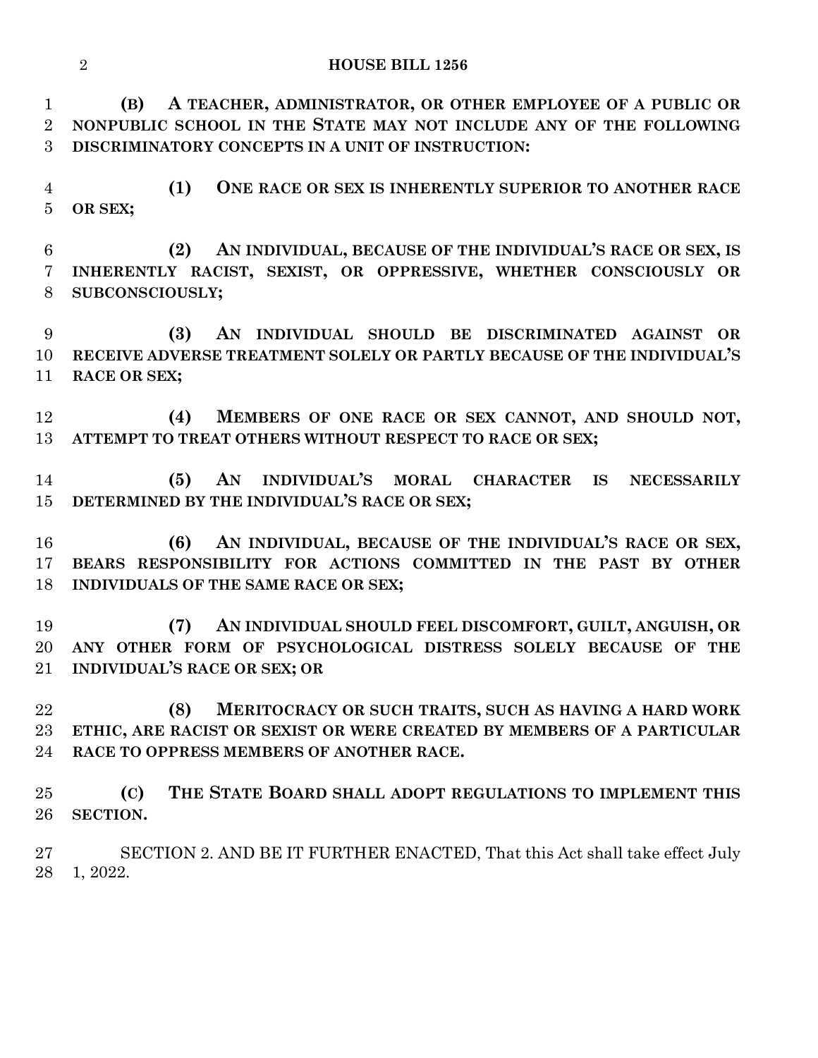**(B) A TEACHER, ADMINISTRATOR, OR OTHER EMPLOYEE OF A PUBLIC OR NONPUBLIC SCHOOL IN THE STATE MAY NOT INCLUDE ANY OF THE FOLLOWING DISCRIMINATORY CONCEPTS IN A UNIT OF INSTRUCTION:**

**(1) ONE RACE OR SEX IS INHERENTLY SUPERIOR TO ANOTHER RACE OR SEX;**

**(2) AN INDIVIDUAL, BECAUSE OF THE INDIVIDUAL'S RACE OR SEX, IS INHERENTLY RACIST, SEXIST, OR OPPRESSIVE, WHETHER CONSCIOUSLY OR SUBCONSCIOUSLY;**

**(3) AN INDIVIDUAL SHOULD BE DISCRIMINATED AGAINST OR RECEIVE ADVERSE TREATMENT SOLELY OR PARTLY BECAUSE OF THE INDIVIDUAL'S RACE OR SEX;**

**(4) MEMBERS OF ONE RACE OR SEX CANNOT, AND SHOULD NOT, ATTEMPT TO TREAT OTHERS WITHOUT RESPECT TO RACE OR SEX;**

**(5) AN INDIVIDUAL'S MORAL CHARACTER IS NECESSARILY DETERMINED BY THE INDIVIDUAL'S RACE OR SEX;**

**(6) AN INDIVIDUAL, BECAUSE OF THE INDIVIDUAL'S RACE OR SEX, BEARS RESPONSIBILITY FOR ACTIONS COMMITTED IN THE PAST BY OTHER INDIVIDUALS OF THE SAME RACE OR SEX;**

**(7) AN INDIVIDUAL SHOULD FEEL DISCOMFORT, GUILT, ANGUISH, OR ANY OTHER FORM OF PSYCHOLOGICAL DISTRESS SOLELY BECAUSE OF THE INDIVIDUAL'S RACE OR SEX; OR**

**(8) MERITOCRACY OR SUCH TRAITS, SUCH AS HAVING A HARD WORK ETHIC, ARE RACIST OR SEXIST OR WERE CREATED BY MEMBERS OF A PARTICULAR RACE TO OPPRESS MEMBERS OF ANOTHER RACE.**

**(C) THE STATE BOARD SHALL ADOPT REGULATIONS TO IMPLEMENT THIS SECTION.**

SECTION 2. AND BE IT FURTHER ENACTED, That this Act shall take effect July 1, 2022.